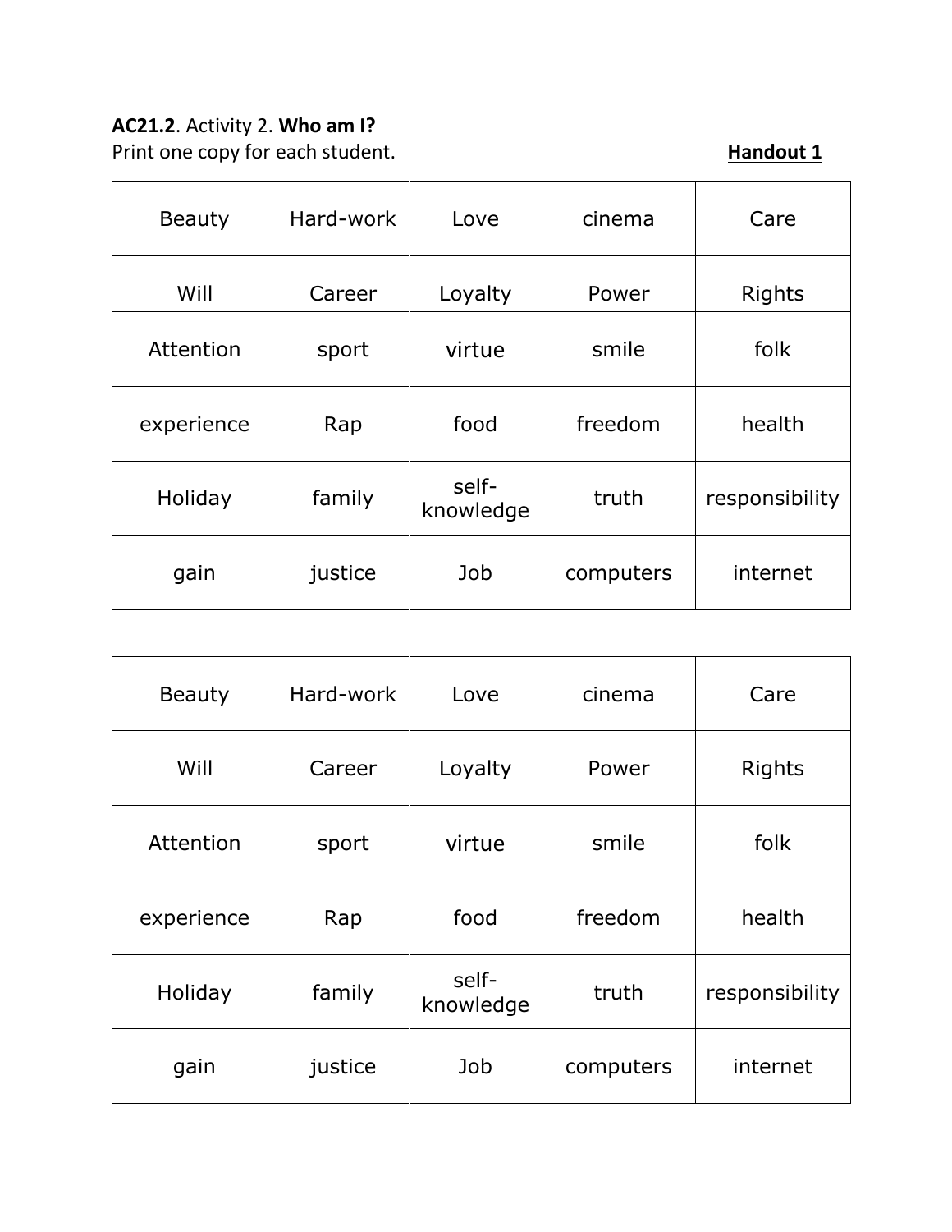**AC21.2**. Activity 2. **Who am I?**

Print one copy for each student. **Handout 1**

| Beauty | Hard-work | Love | cinema | Care |
|---|---|---|---|---|
| Will | Career | Loyalty | Power | Rights |
| Attention | sport | virtue | smile | folk |
| experience | Rap | food | freedom | health |
| Holiday | family | self-knowledge | truth | responsibility |
| gain | justice | Job | computers | internet |

| Beauty | Hard-work | Love | cinema | Care |
|---|---|---|---|---|
| Will | Career | Loyalty | Power | Rights |
| Attention | sport | virtue | smile | folk |
| experience | Rap | food | freedom | health |
| Holiday | family | self-knowledge | truth | responsibility |
| gain | justice | Job | computers | internet |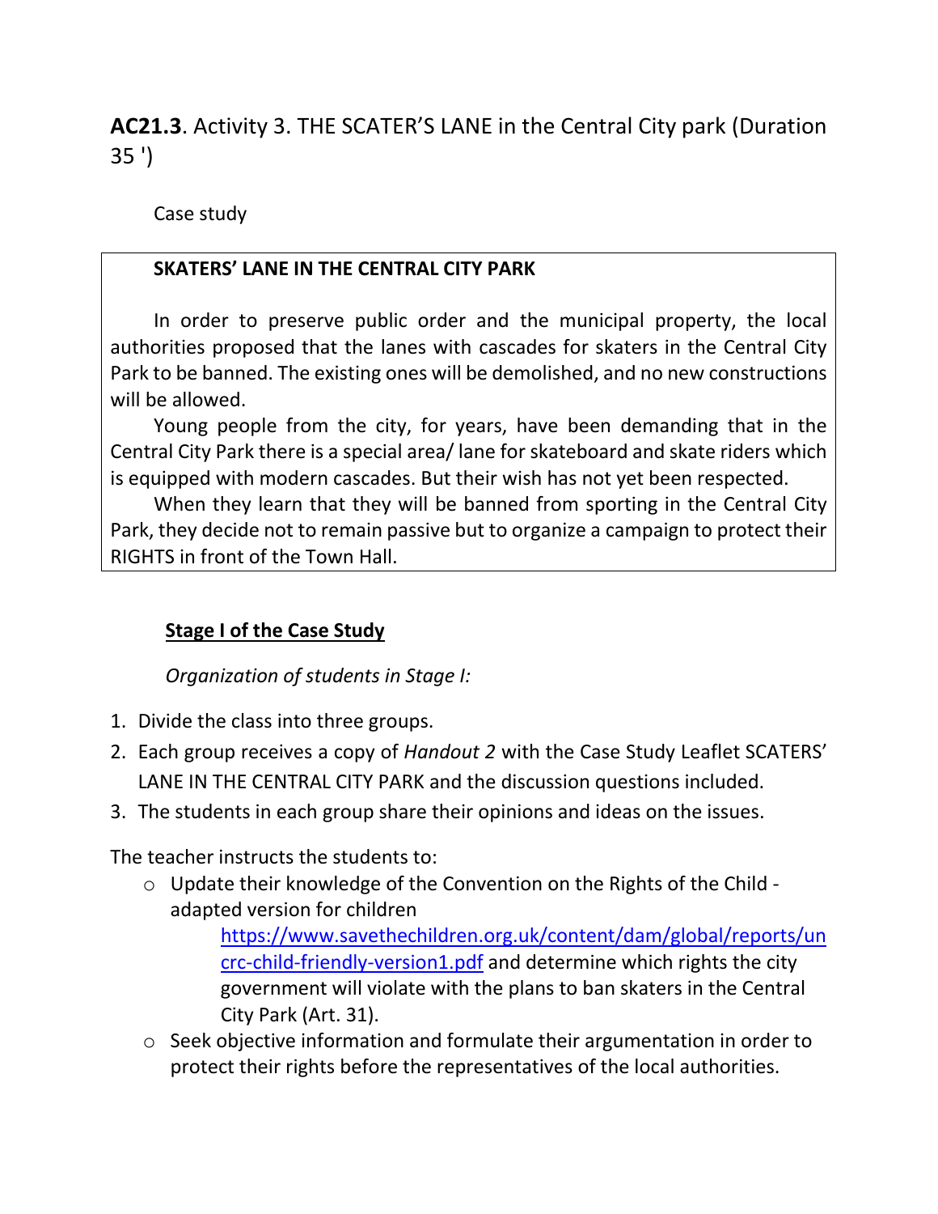**AC21.3**. Activity 3. THE SCATER'S LANE in the Central City park (Duration 35 ')

Case study

> **SKATERS' LANE IN THE CENTRAL CITY PARK**
>
> In order to preserve public order and the municipal property, the local authorities proposed that the lanes with cascades for skaters in the Central City Park to be banned. The existing ones will be demolished, and no new constructions will be allowed.
>
> Young people from the city, for years, have been demanding that in the Central City Park there is a special area/ lane for skateboard and skate riders which is equipped with modern cascades. But their wish has not yet been respected.
>
> When they learn that they will be banned from sporting in the Central City Park, they decide not to remain passive but to organize a campaign to protect their RIGHTS in front of the Town Hall.

**Stage I of the Case Study**

*Organization of students in Stage I:*

1. Divide the class into three groups.
2. Each group receives a copy of *Handout 2* with the Case Study Leaflet SCATERS' LANE IN THE CENTRAL CITY PARK and the discussion questions included.
3. The students in each group share their opinions and ideas on the issues.

The teacher instructs the students to:

- Update their knowledge of the Convention on the Rights of the Child - adapted version for children https://www.savethechildren.org.uk/content/dam/global/reports/uncrc-child-friendly-version1.pdf and determine which rights the city government will violate with the plans to ban skaters in the Central City Park (Art. 31).
- Seek objective information and formulate their argumentation in order to protect their rights before the representatives of the local authorities.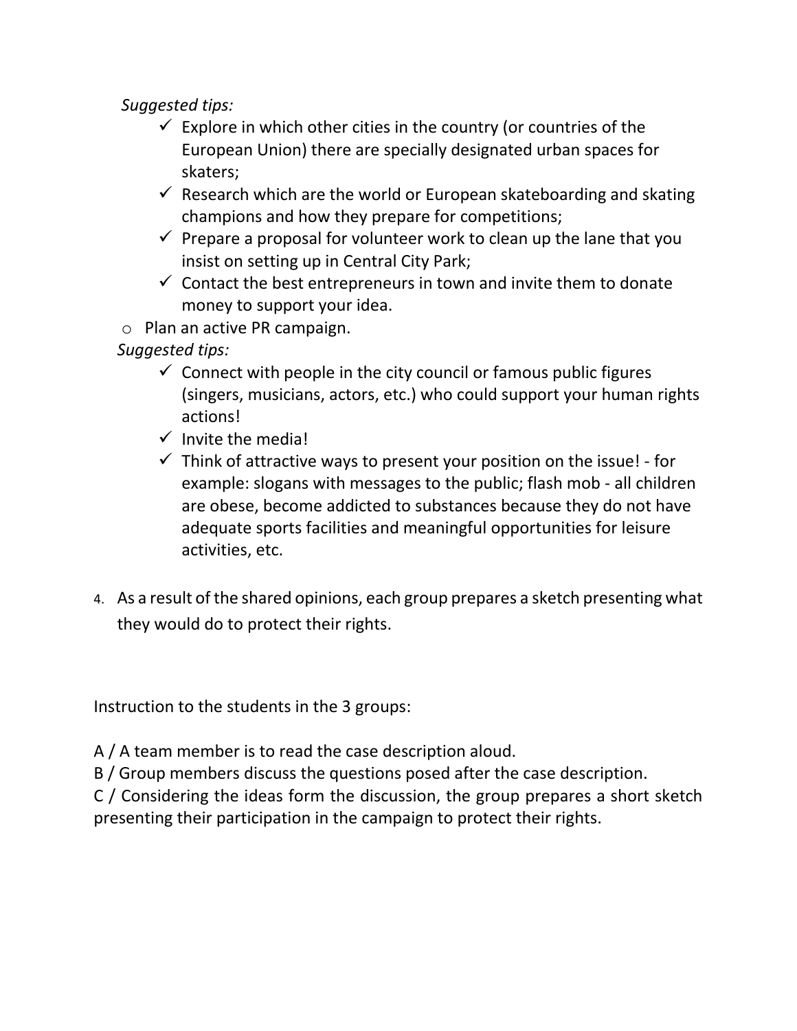*Suggested tips:*

- ✓ Explore in which other cities in the country (or countries of the European Union) there are specially designated urban spaces for skaters;
- ✓ Research which are the world or European skateboarding and skating champions and how they prepare for competitions;
- ✓ Prepare a proposal for volunteer work to clean up the lane that you insist on setting up in Central City Park;
- ✓ Contact the best entrepreneurs in town and invite them to donate money to support your idea.

- Plan an active PR campaign.

*Suggested tips:*

- ✓ Connect with people in the city council or famous public figures (singers, musicians, actors, etc.) who could support your human rights actions!
- ✓ Invite the media!
- ✓ Think of attractive ways to present your position on the issue! - for example: slogans with messages to the public; flash mob - all children are obese, become addicted to substances because they do not have adequate sports facilities and meaningful opportunities for leisure activities, etc.

4. As a result of the shared opinions, each group prepares a sketch presenting what they would do to protect their rights.

Instruction to the students in the 3 groups:

A / A team member is to read the case description aloud.
B / Group members discuss the questions posed after the case description.
C / Considering the ideas form the discussion, the group prepares a short sketch presenting their participation in the campaign to protect their rights.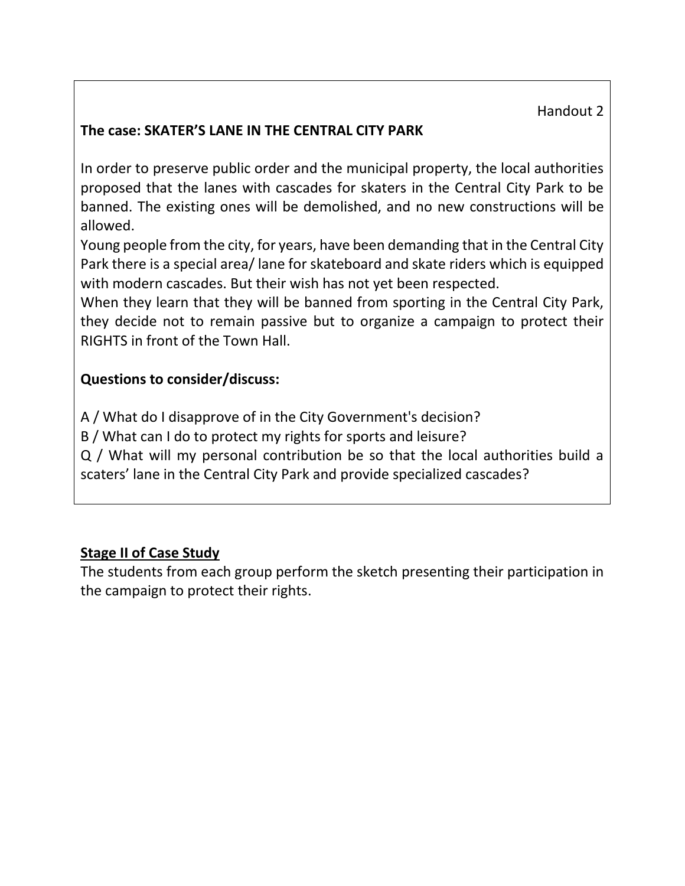Handout 2

**The case: SKATER'S LANE IN THE CENTRAL CITY PARK**

In order to preserve public order and the municipal property, the local authorities proposed that the lanes with cascades for skaters in the Central City Park to be banned. The existing ones will be demolished, and no new constructions will be allowed.

Young people from the city, for years, have been demanding that in the Central City Park there is a special area/ lane for skateboard and skate riders which is equipped with modern cascades. But their wish has not yet been respected.

When they learn that they will be banned from sporting in the Central City Park, they decide not to remain passive but to organize a campaign to protect their RIGHTS in front of the Town Hall.

**Questions to consider/discuss:**

A / What do I disapprove of in the City Government's decision?

B / What can I do to protect my rights for sports and leisure?

Q / What will my personal contribution be so that the local authorities build a scaters' lane in the Central City Park and provide specialized cascades?

**Stage II of Case Study**

The students from each group perform the sketch presenting their participation in the campaign to protect their rights.